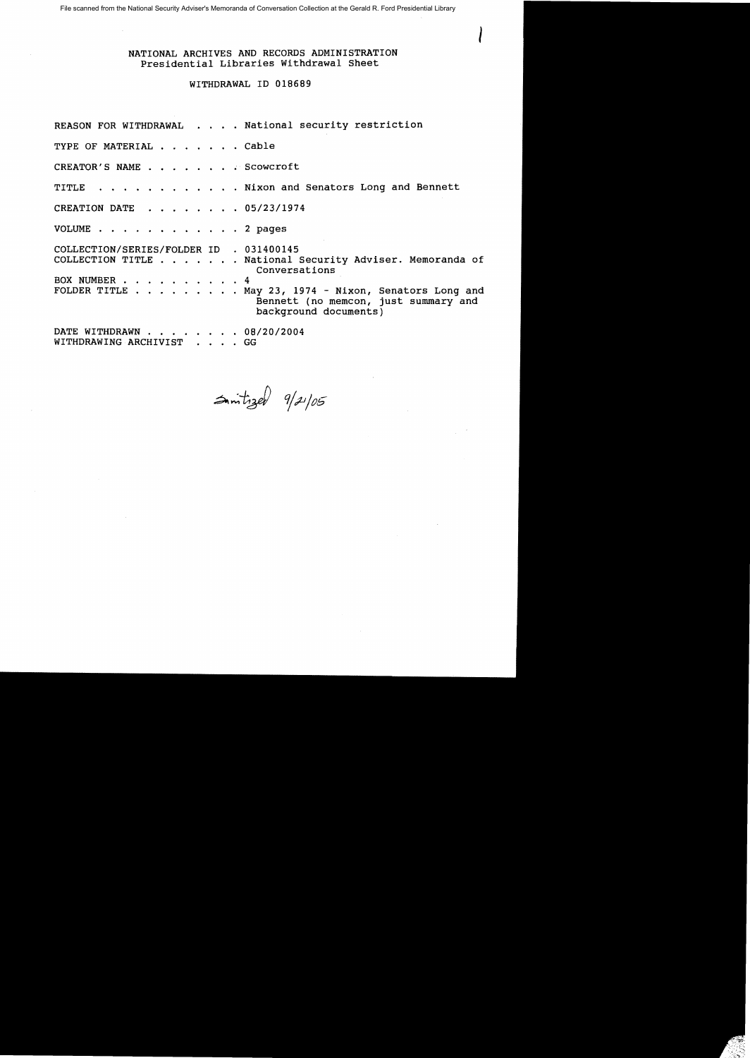File scanned from the National Security Adviser's Memoranda of Conversation Collection at the Gerald R. Ford Presidential Library

NATIONAL ARCHIVES AND RECORDS ADMINISTRATION
Presidential Libraries Withdrawal Sheet

WITHDRAWAL ID 018689

REASON FOR WITHDRAWAL . . . . National security restriction

TYPE OF MATERIAL . . . . . . . Cable

CREATOR'S NAME . . . . . . . . Scowcroft

TITLE . . . . . . . . . . . . Nixon and Senators Long and Bennett

CREATION DATE . . . . . . . . 05/23/1974

VOLUME . . . . . . . . . . . . 2 pages

COLLECTION/SERIES/FOLDER ID . 031400145
COLLECTION TITLE . . . . . . . National Security Adviser. Memoranda of Conversations
BOX NUMBER . . . . . . . . . . 4
FOLDER TITLE . . . . . . . . . May 23, 1974 - Nixon, Senators Long and Bennett (no memcon, just summary and background documents)

DATE WITHDRAWN . . . . . . . . 08/20/2004
WITHDRAWING ARCHIVIST . . . . GG

Sanitized 9/21/05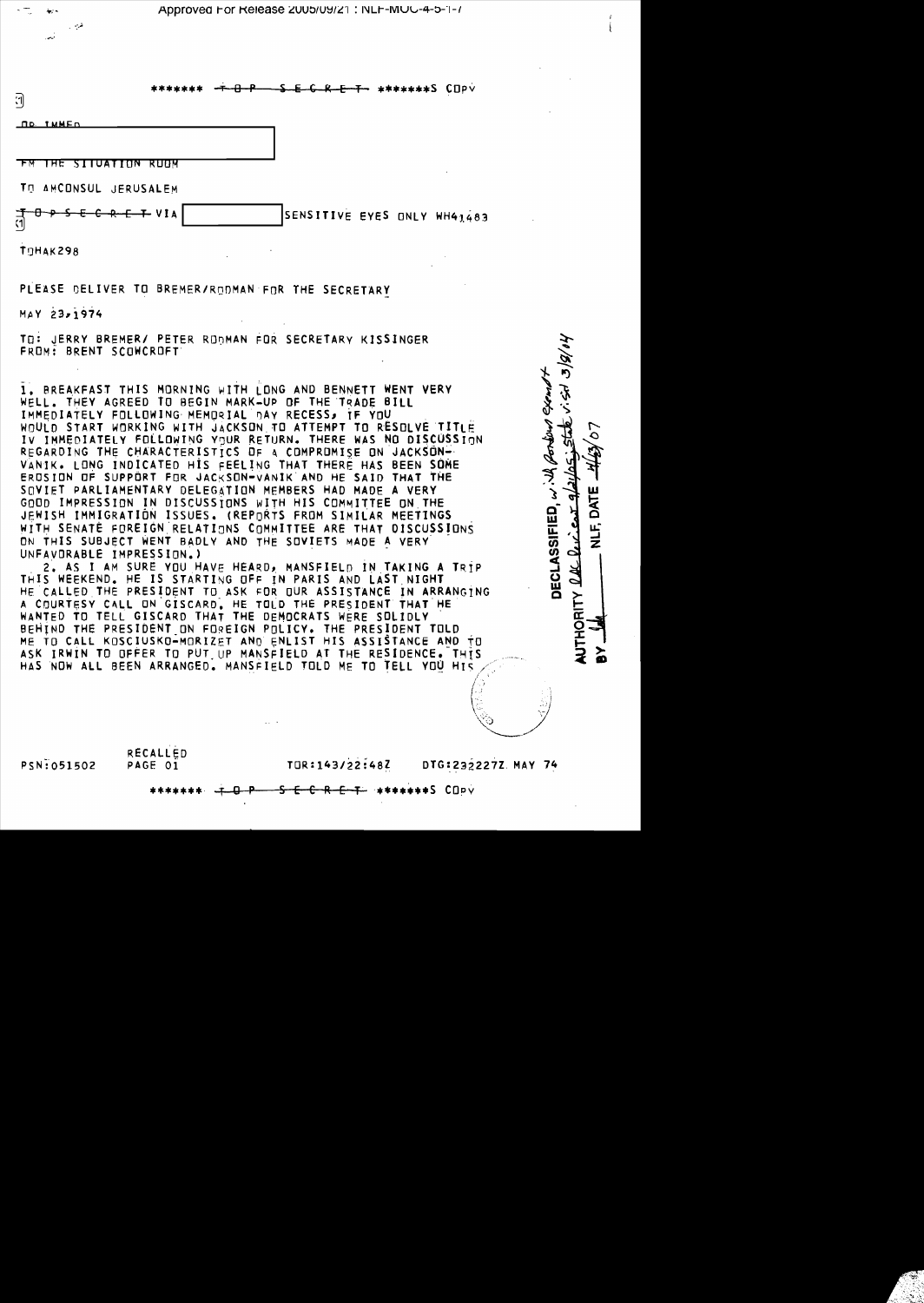Approved For Release 2005/09/21 : NLF-MOC-4-5-1-7

******* ~~TOP SECRET~~ *******S COPY

OP IMMED

FM THE SITUATION ROOM

TO AMCONSUL JERUSALEM

~~TOP SECRET~~ VIA | SENSITIVE EYES ONLY WH41483

TOHAK298

PLEASE DELIVER TO BREMER/RODMAN FOR THE SECRETARY

MAY 23, 1974

TO: JERRY BREMER/ PETER RODMAN FOR SECRETARY KISSINGER
FROM: BRENT SCOWCROFT

1. BREAKFAST THIS MORNING WITH LONG AND BENNETT WENT VERY WELL. THEY AGREED TO BEGIN MARK-UP OF THE TRADE BILL IMMEDIATELY FOLLOWING MEMORIAL DAY RECESS, IF YOU WOULD START WORKING WITH JACKSON TO ATTEMPT TO RESOLVE TITLE IV IMMEDIATELY FOLLOWING YOUR RETURN. THERE WAS NO DISCUSSION REGARDING THE CHARACTERISTICS OF A COMPROMISE ON JACKSON-VANIK. LONG INDICATED HIS FEELING THAT THERE HAS BEEN SOME EROSION OF SUPPORT FOR JACKSON-VANIK AND HE SAID THAT THE SOVIET PARLIAMENTARY DELEGATION MEMBERS HAD MADE A VERY GOOD IMPRESSION IN DISCUSSIONS WITH HIS COMMITTEE ON THE JEWISH IMMIGRATION ISSUES. (REPORTS FROM SIMILAR MEETINGS WITH SENATE FOREIGN RELATIONS COMMITTEE ARE THAT DISCUSSIONS ON THIS SUBJECT WENT BADLY AND THE SOVIETS MADE A VERY UNFAVORABLE IMPRESSION.)

2. AS I AM SURE YOU HAVE HEARD, MANSFIELD IN TAKING A TRIP THIS WEEKEND. HE IS STARTING OFF IN PARIS AND LAST NIGHT HE CALLED THE PRESIDENT TO ASK FOR OUR ASSISTANCE IN ARRANGING A COURTESY CALL ON GISCARD. HE TOLD THE PRESIDENT THAT HE WANTED TO TELL GISCARD THAT THE DEMOCRATS WERE SOLIDLY BEHIND THE PRESIDENT ON FOREIGN POLICY. THE PRESIDENT TOLD ME TO CALL KOSCIUSKO-MORIZET AND ENLIST HIS ASSISTANCE AND TO ASK IRWIN TO OFFER TO PUT UP MANSFIELD AT THE RESIDENCE. THIS HAS NOW ALL BEEN ARRANGED. MANSFIELD TOLD ME TO TELL YOU HIS

DECLASSIFIED, w/ portions exempt
AUTHORITY OSD Review 9/21/05; State v.i.s.d 3/9/04
BY ___ NLF, DATE 4/13/07

PSN:051502 RECALLED PAGE 01 TOR:143/22:48Z DTG:232227Z MAY 74

******* ~~TOP SECRET~~ *******S COPY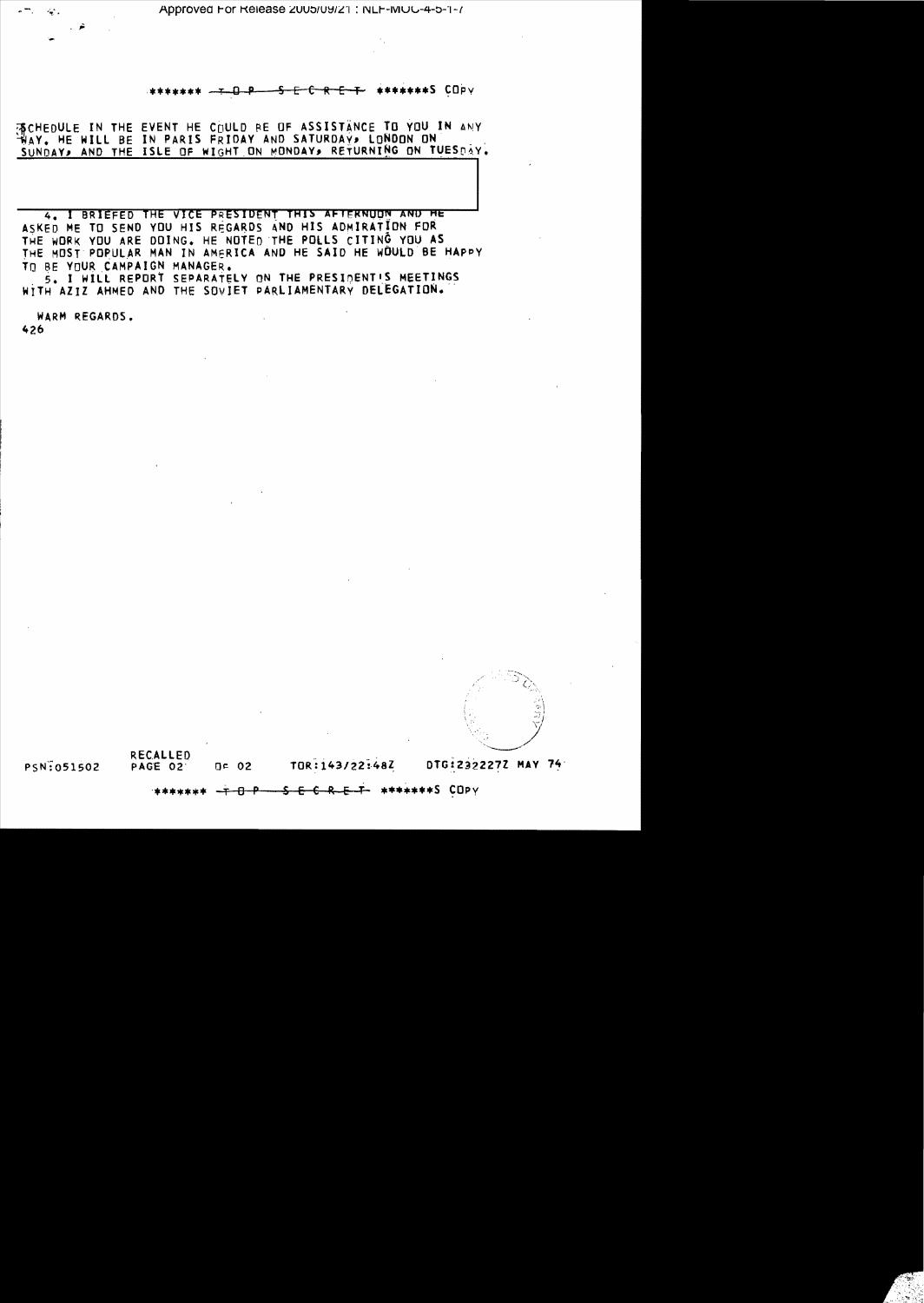******* TOP SECRET *******S COPY

SCHEDULE IN THE EVENT HE COULD BE OF ASSISTANCE TO YOU IN ANY WAY. HE WILL BE IN PARIS FRIDAY AND SATURDAY, LONDON ON SUNDAY, AND THE ISLE OF WIGHT ON MONDAY, RETURNING ON TUESDAY.

4. I BRIEFED THE VICE PRESIDENT THIS AFTERNOON AND HE ASKED ME TO SEND YOU HIS REGARDS AND HIS ADMIRATION FOR THE WORK YOU ARE DOING. HE NOTED THE POLLS CITING YOU AS THE MOST POPULAR MAN IN AMERICA AND HE SAID HE WOULD BE HAPPY TO BE YOUR CAMPAIGN MANAGER.

5. I WILL REPORT SEPARATELY ON THE PRESIDENT'S MEETINGS WITH AZIZ AHMED AND THE SOVIET PARLIAMENTARY DELEGATION.

WARM REGARDS.

426

RECALLED

PSN:051502 PAGE 02 OF 02 TOR:143/22:48Z DTG:232227Z MAY 74

******* TOP SECRET *******S COPY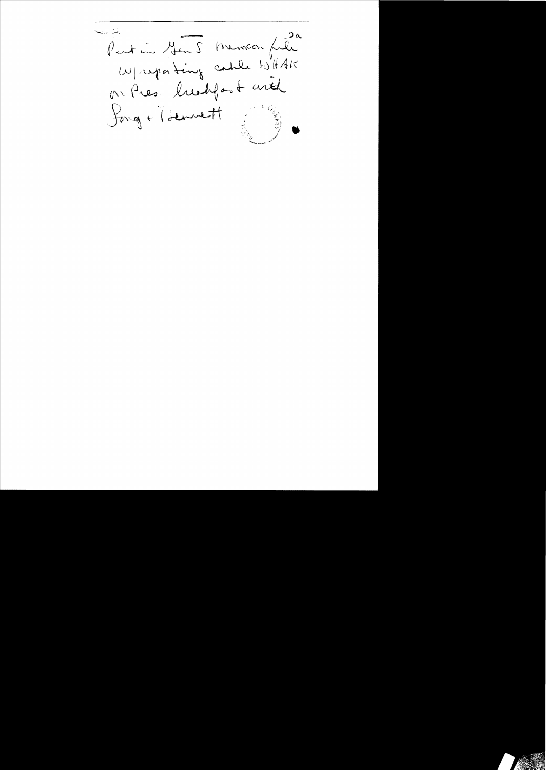Put in Gen S memcon file 2a
w/ updating cable to HAK
on Pres. breakfast with
Song + Bennett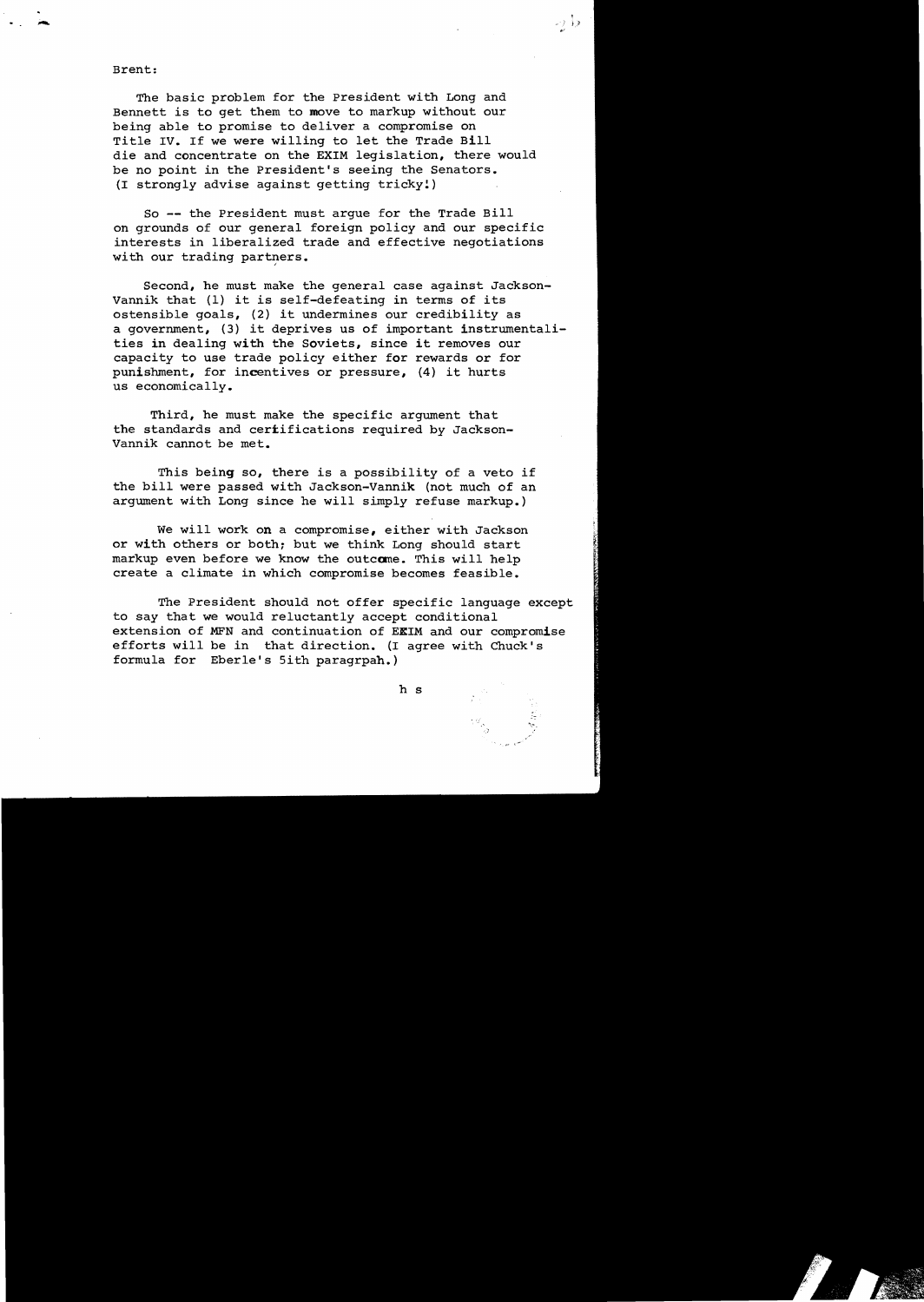Brent:

The basic problem for the President with Long and Bennett is to get them to move to markup without our being able to promise to deliver a compromise on Title IV. If we were willing to let the Trade Bill die and concentrate on the EXIM legislation, there would be no point in the President's seeing the Senators. (I strongly advise against getting tricky!)

So -- the President must argue for the Trade Bill on grounds of our general foreign policy and our specific interests in liberalized trade and effective negotiations with our trading partners.

Second, he must make the general case against Jackson-Vannik that (1) it is self-defeating in terms of its ostensible goals, (2) it undermines our credibility as a government, (3) it deprives us of important instrumentalities in dealing with the Soviets, since it removes our capacity to use trade policy either for rewards or for punishment, for incentives or pressure, (4) it hurts us economically.

Third, he must make the specific argument that the standards and certifications required by Jackson-Vannik cannot be met.

This being so, there is a possibility of a veto if the bill were passed with Jackson-Vannik (not much of an argument with Long since he will simply refuse markup.)

We will work on a compromise, either with Jackson or with others or both; but we think Long should start markup even before we know the outcome. This will help create a climate in which compromise becomes feasible.

The President should not offer specific language except to say that we would reluctantly accept conditional extension of MFN and continuation of EXIM and our compromise efforts will be in that direction. (I agree with Chuck's formula for Eberle's 5ith paragrpah.)

h s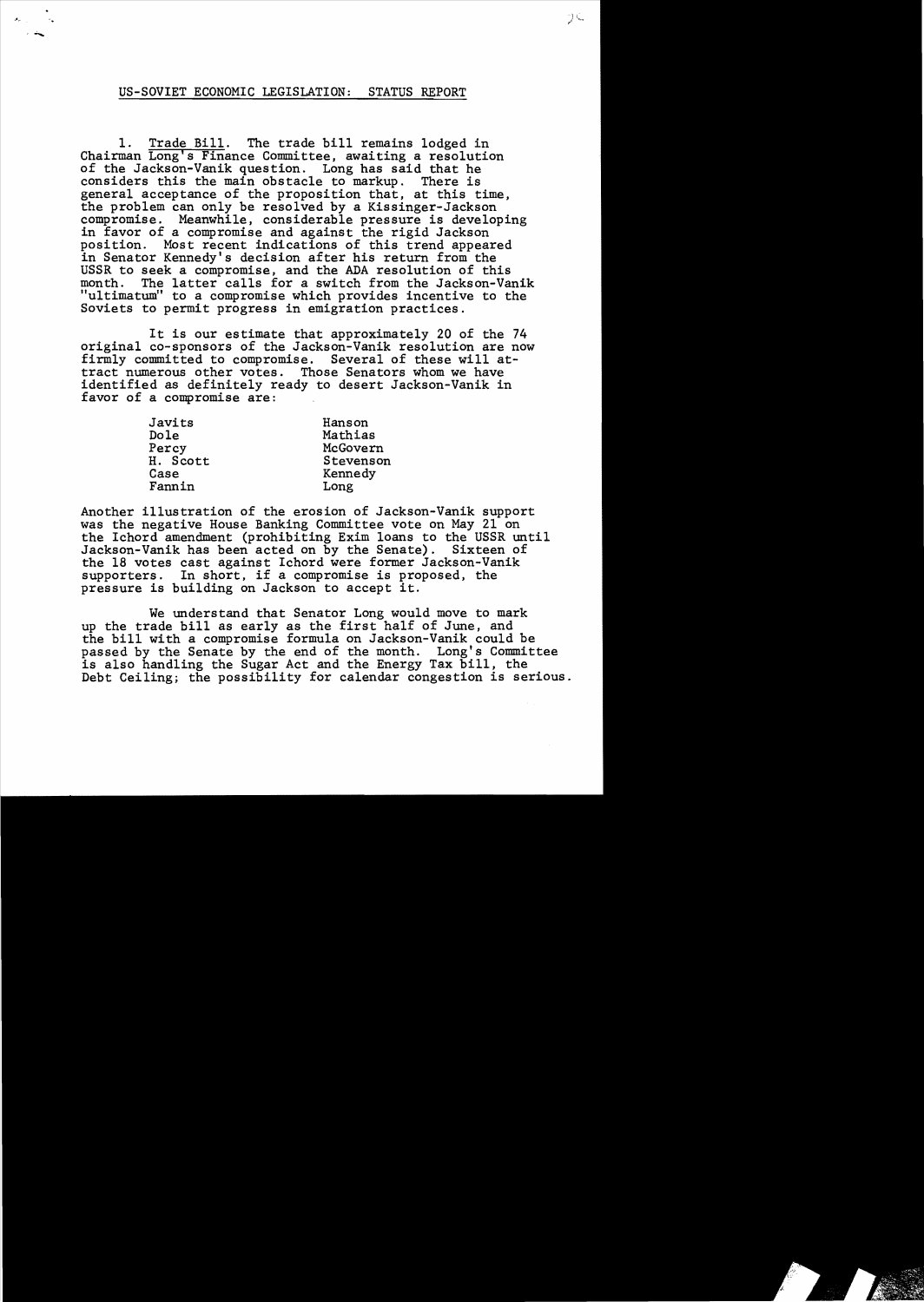## US-SOVIET ECONOMIC LEGISLATION: STATUS REPORT

1. Trade Bill. The trade bill remains lodged in Chairman Long's Finance Committee, awaiting a resolution of the Jackson-Vanik question. Long has said that he considers this the main obstacle to markup. There is general acceptance of the proposition that, at this time, the problem can only be resolved by a Kissinger-Jackson compromise. Meanwhile, considerable pressure is developing in favor of a compromise and against the rigid Jackson position. Most recent indications of this trend appeared in Senator Kennedy's decision after his return from the USSR to seek a compromise, and the ADA resolution of this month. The latter calls for a switch from the Jackson-Vanik "ultimatum" to a compromise which provides incentive to the Soviets to permit progress in emigration practices.

It is our estimate that approximately 20 of the 74 original co-sponsors of the Jackson-Vanik resolution are now firmly committed to compromise. Several of these will attract numerous other votes. Those Senators whom we have identified as definitely ready to desert Jackson-Vanik in favor of a compromise are:

| | |
|---|---|
| Javits | Hanson |
| Dole | Mathias |
| Percy | McGovern |
| H. Scott | Stevenson |
| Case | Kennedy |
| Fannin | Long |

Another illustration of the erosion of Jackson-Vanik support was the negative House Banking Committee vote on May 21 on the Ichord amendment (prohibiting Exim loans to the USSR until Jackson-Vanik has been acted on by the Senate). Sixteen of the 18 votes cast against Ichord were former Jackson-Vanik supporters. In short, if a compromise is proposed, the pressure is building on Jackson to accept it.

We understand that Senator Long would move to mark up the trade bill as early as the first half of June, and the bill with a compromise formula on Jackson-Vanik could be passed by the Senate by the end of the month. Long's Committee is also handling the Sugar Act and the Energy Tax bill, the Debt Ceiling; the possibility for calendar congestion is serious.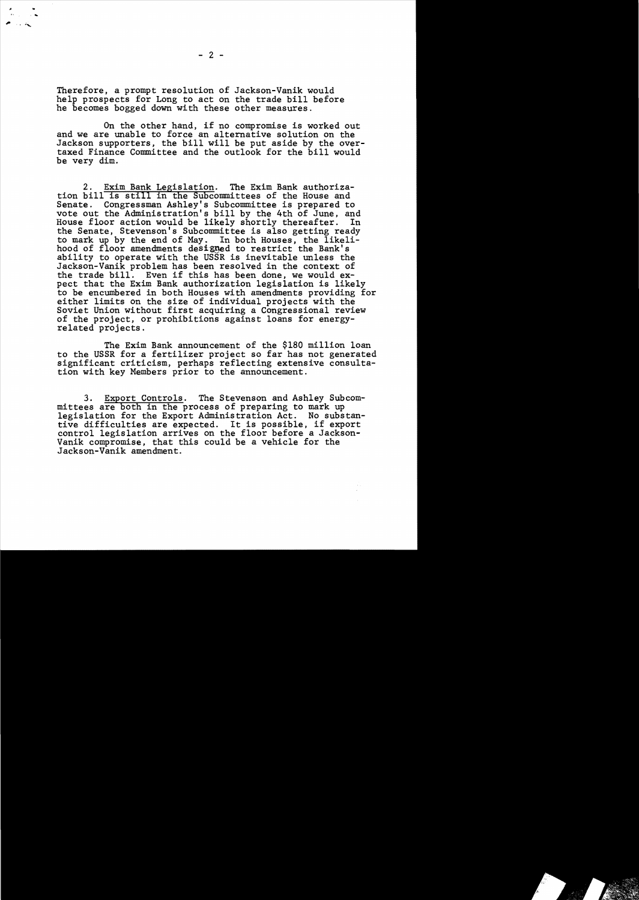Therefore, a prompt resolution of Jackson-Vanik would help prospects for Long to act on the trade bill before he becomes bogged down with these other measures.

On the other hand, if no compromise is worked out and we are unable to force an alternative solution on the Jackson supporters, the bill will be put aside by the overtaxed Finance Committee and the outlook for the bill would be very dim.

2. Exim Bank Legislation. The Exim Bank authorization bill is still in the Subcommittees of the House and Senate. Congressman Ashley's Subcommittee is prepared to vote out the Administration's bill by the 4th of June, and House floor action would be likely shortly thereafter. In the Senate, Stevenson's Subcommittee is also getting ready to mark up by the end of May. In both Houses, the likelihood of floor amendments designed to restrict the Bank's ability to operate with the USSR is inevitable unless the Jackson-Vanik problem has been resolved in the context of the trade bill. Even if this has been done, we would expect that the Exim Bank authorization legislation is likely to be encumbered in both Houses with amendments providing for either limits on the size of individual projects with the Soviet Union without first acquiring a Congressional review of the project, or prohibitions against loans for energy-related projects.

The Exim Bank announcement of the $180 million loan to the USSR for a fertilizer project so far has not generated significant criticism, perhaps reflecting extensive consultation with key Members prior to the announcement.

3. Export Controls. The Stevenson and Ashley Subcommittees are both in the process of preparing to mark up legislation for the Export Administration Act. No substantive difficulties are expected. It is possible, if export control legislation arrives on the floor before a Jackson-Vanik compromise, that this could be a vehicle for the Jackson-Vanik amendment.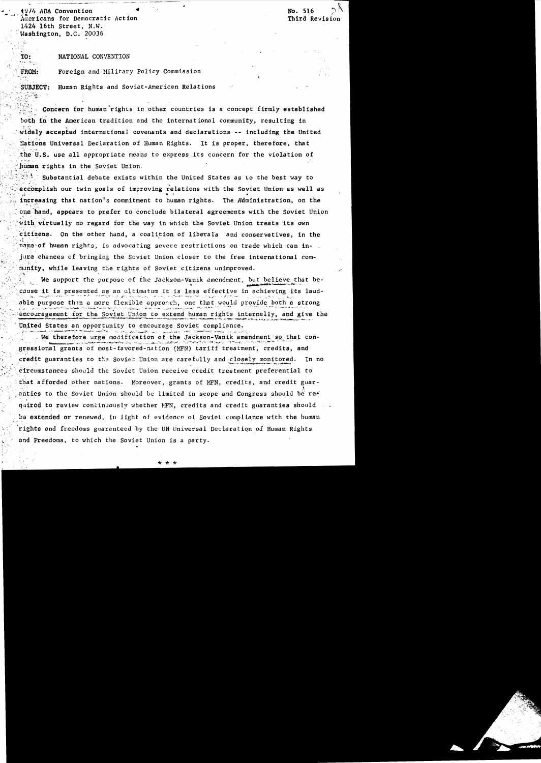1974 ADA Convention
Americans for Democratic Action
1424 16th Street, N.W.
Washington, D.C. 20036

No. 516
Third Revision

**TO:** NATIONAL CONVENTION

**FROM:** Foreign and Military Policy Commission

**SUBJECT:** Human Rights and Soviet-American Relations

Concern for human rights in other countries is a concept firmly established both in the American tradition and the international community, resulting in widely accepted international covenants and declarations -- including the United Nations Universal Declaration of Human Rights. It is proper, therefore, that the U.S. use all appropriate means to express its concern for the violation of human rights in the Soviet Union.

Substantial debate exists within the United States as to the best way to accomplish our twin goals of improving relations with the Soviet Union as well as increasing that nation's commitment to human rights. The Administration, on the one hand, appears to prefer to conclude bilateral agreements with the Soviet Union with virtually no regard for the way in which the Soviet Union treats its own citizens. On the other hand, a coalition of liberals and conservatives, in the name of human rights, is advocating severe restrictions on trade which can injure chances of bringing the Soviet Union closer to the free international community, while leaving the rights of Soviet citizens unimproved.

We support the purpose of the Jackson-Vanik amendment, but believe that because it is presented as an ultimatum it is less effective in achieving its laudable purpose than a more flexible approach, one that would provide both a strong encouragement for the Soviet Union to extend human rights internally, and give the United States an opportunity to encourage Soviet compliance.

We therefore urge modification of the Jackson-Vanik amendment so that congressional grants of most-favored-nation (MFN) tariff treatment, credits, and credit guaranties to the Soviet Union are carefully and closely monitored. In no circumstances should the Soviet Union receive credit treatment preferential to that afforded other nations. Moreover, grants of MFN, credits, and credit guaranties to the Soviet Union should be limited in scope and Congress should be required to review continuously whether MFN, credits and credit guaranties should be extended or renewed, in light of evidence of Soviet compliance with the human rights and freedoms guaranteed by the UN Universal Declaration of Human Rights and Freedoms, to which the Soviet Union is a party.

* * *